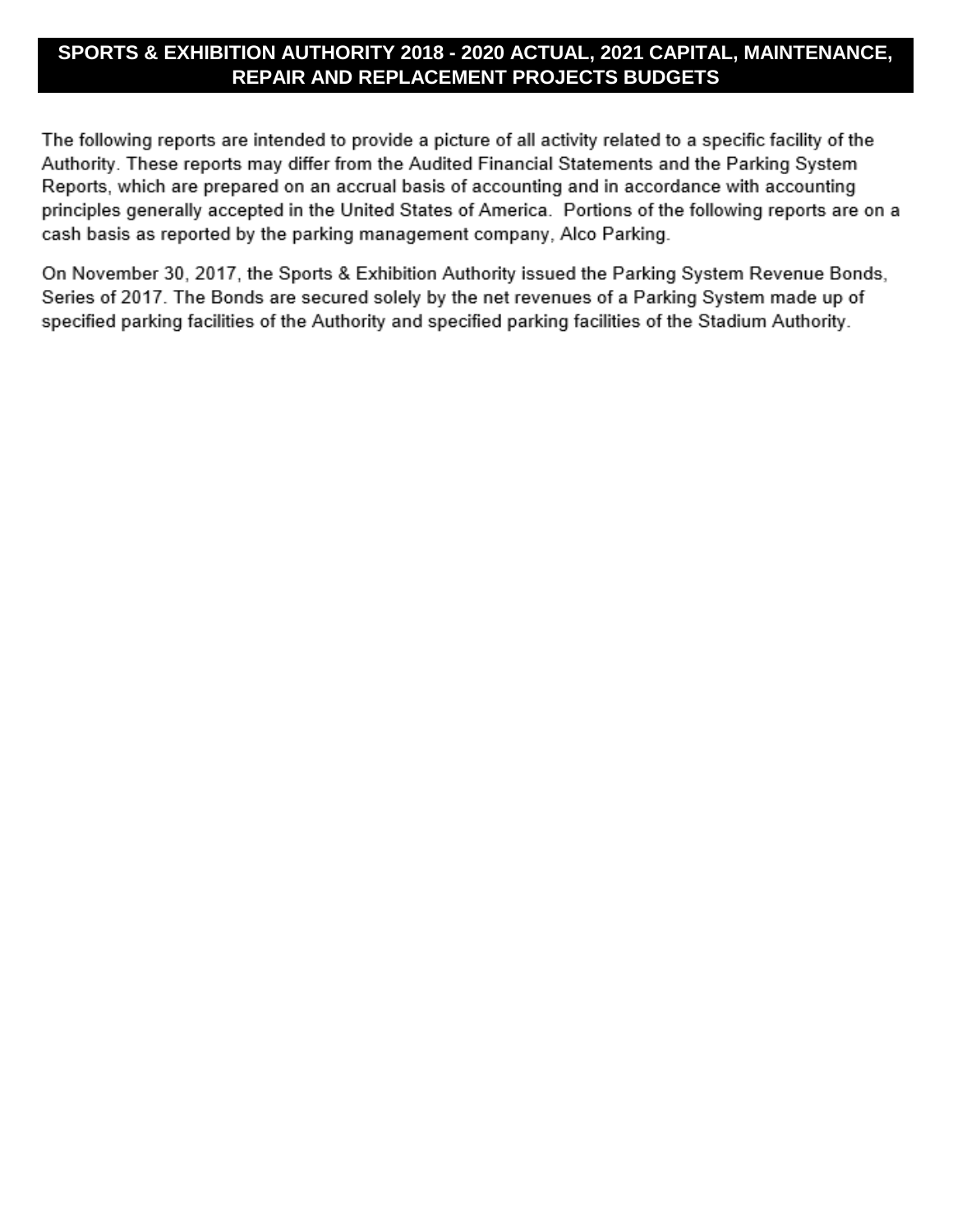# SPORTS & EXHIBITION AUTHORITY 2018 - 2020 ACTUAL, 2021 CAPITAL, MAINTENANCE, REPAIR AND REPLACEMENT PROJECTS BUDGETS

The following reports are intended to provide a picture of all activity related to a specific facility of the Authority. These reports may differ from the Audited Financial Statements and the Parking System Reports, which are prepared on an accrual basis of accounting and in accordance with accounting principles generally accepted in the United States of America. Portions of the following reports are on a cash basis as reported by the parking management company, Alco Parking.

On November 30, 2017, the Sports & Exhibition Authority issued the Parking System Revenue Bonds, Series of 2017. The Bonds are secured solely by the net revenues of a Parking System made up of specified parking facilities of the Authority and specified parking facilities of the Stadium Authority.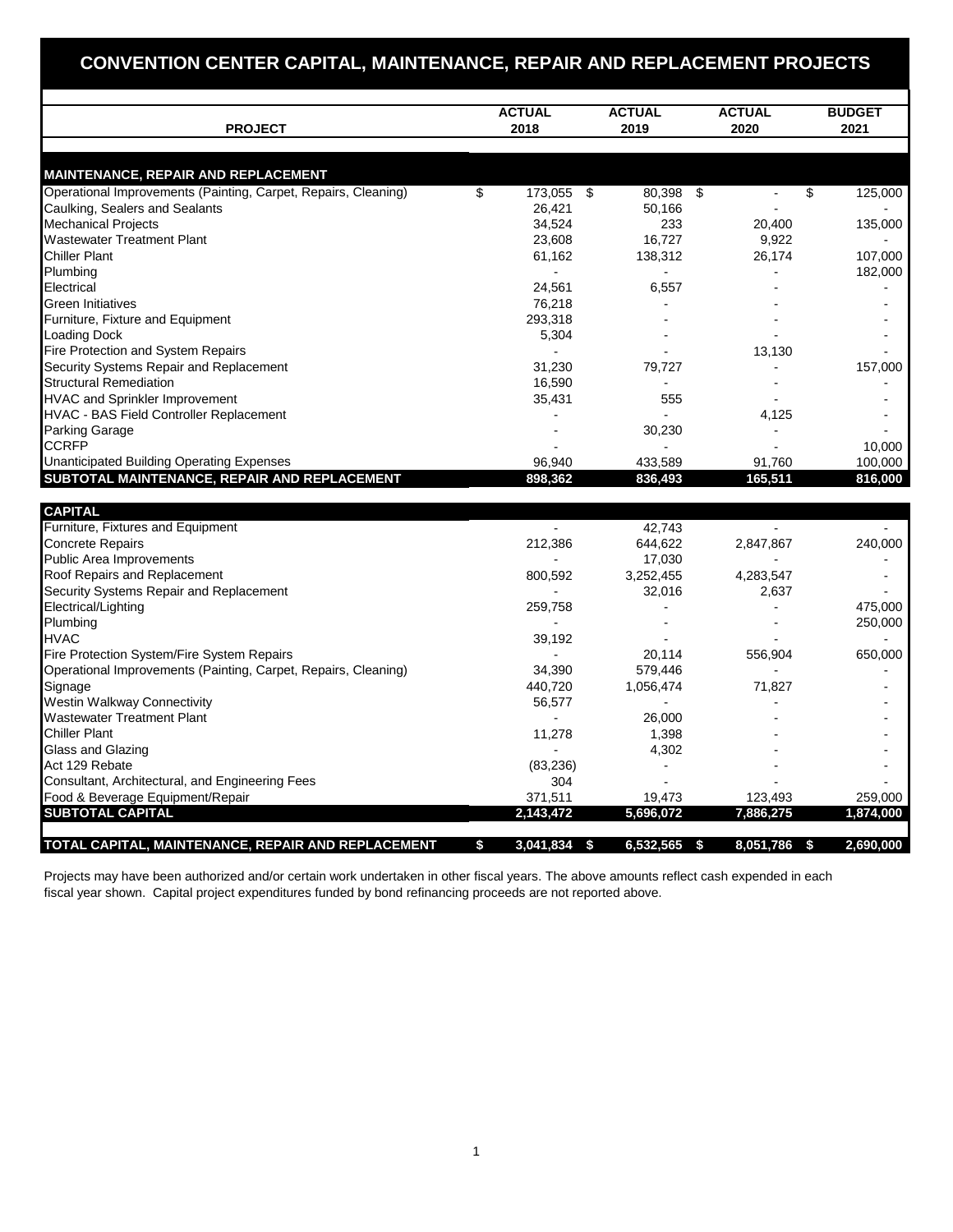# CONVENTION CENTER CAPITAL, MAINTENANCE, REPAIR AND REPLACEMENT PROJECTS

| PROJECT | ACTUAL 2018 | ACTUAL 2019 | ACTUAL 2020 | BUDGET 2021 |
|---|---|---|---|---|
| **MAINTENANCE, REPAIR AND REPLACEMENT** | | | | |
| Operational Improvements (Painting, Carpet, Repairs, Cleaning) | $ 173,055 | $ 80,398 | $ - | $ 125,000 |
| Caulking, Sealers and Sealants | 26,421 | 50,166 | - | - |
| Mechanical Projects | 34,524 | 233 | 20,400 | 135,000 |
| Wastewater Treatment Plant | 23,608 | 16,727 | 9,922 | - |
| Chiller Plant | 61,162 | 138,312 | 26,174 | 107,000 |
| Plumbing | - | - | - | 182,000 |
| Electrical | 24,561 | 6,557 | - | - |
| Green Initiatives | 76,218 | - | - | - |
| Furniture, Fixture and Equipment | 293,318 | - | - | - |
| Loading Dock | 5,304 | - | - | - |
| Fire Protection and System Repairs | - | - | 13,130 | - |
| Security Systems Repair and Replacement | 31,230 | 79,727 | - | 157,000 |
| Structural Remediation | 16,590 | - | - | - |
| HVAC and Sprinkler Improvement | 35,431 | 555 | - | - |
| HVAC - BAS Field Controller Replacement | - | - | 4,125 | - |
| Parking Garage | - | 30,230 | - | - |
| CCRFP | - | - | - | 10,000 |
| Unanticipated Building Operating Expenses | 96,940 | 433,589 | 91,760 | 100,000 |
| **SUBTOTAL MAINTENANCE, REPAIR AND REPLACEMENT** | **898,362** | **836,493** | **165,511** | **816,000** |
| **CAPITAL** | | | | |
| Furniture, Fixtures and Equipment | - | 42,743 | - | - |
| Concrete Repairs | 212,386 | 644,622 | 2,847,867 | 240,000 |
| Public Area Improvements | - | 17,030 | - | - |
| Roof Repairs and Replacement | 800,592 | 3,252,455 | 4,283,547 | - |
| Security Systems Repair and Replacement | - | 32,016 | 2,637 | - |
| Electrical/Lighting | 259,758 | - | - | 475,000 |
| Plumbing | - | - | - | 250,000 |
| HVAC | 39,192 | - | - | - |
| Fire Protection System/Fire System Repairs | - | 20,114 | 556,904 | 650,000 |
| Operational Improvements (Painting, Carpet, Repairs, Cleaning) | 34,390 | 579,446 | - | - |
| Signage | 440,720 | 1,056,474 | 71,827 | - |
| Westin Walkway Connectivity | 56,577 | - | - | - |
| Wastewater Treatment Plant | - | 26,000 | - | - |
| Chiller Plant | 11,278 | 1,398 | - | - |
| Glass and Glazing | - | 4,302 | - | - |
| Act 129 Rebate | (83,236) | - | - | - |
| Consultant, Architectural, and Engineering Fees | 304 | - | - | - |
| Food & Beverage Equipment/Repair | 371,511 | 19,473 | 123,493 | 259,000 |
| **SUBTOTAL CAPITAL** | **2,143,472** | **5,696,072** | **7,886,275** | **1,874,000** |
| **TOTAL CAPITAL, MAINTENANCE, REPAIR AND REPLACEMENT** | **$ 3,041,834** | **$ 6,532,565** | **$ 8,051,786** | **$ 2,690,000** |

Projects may have been authorized and/or certain work undertaken in other fiscal years. The above amounts reflect cash expended in each fiscal year shown. Capital project expenditures funded by bond refinancing proceeds are not reported above.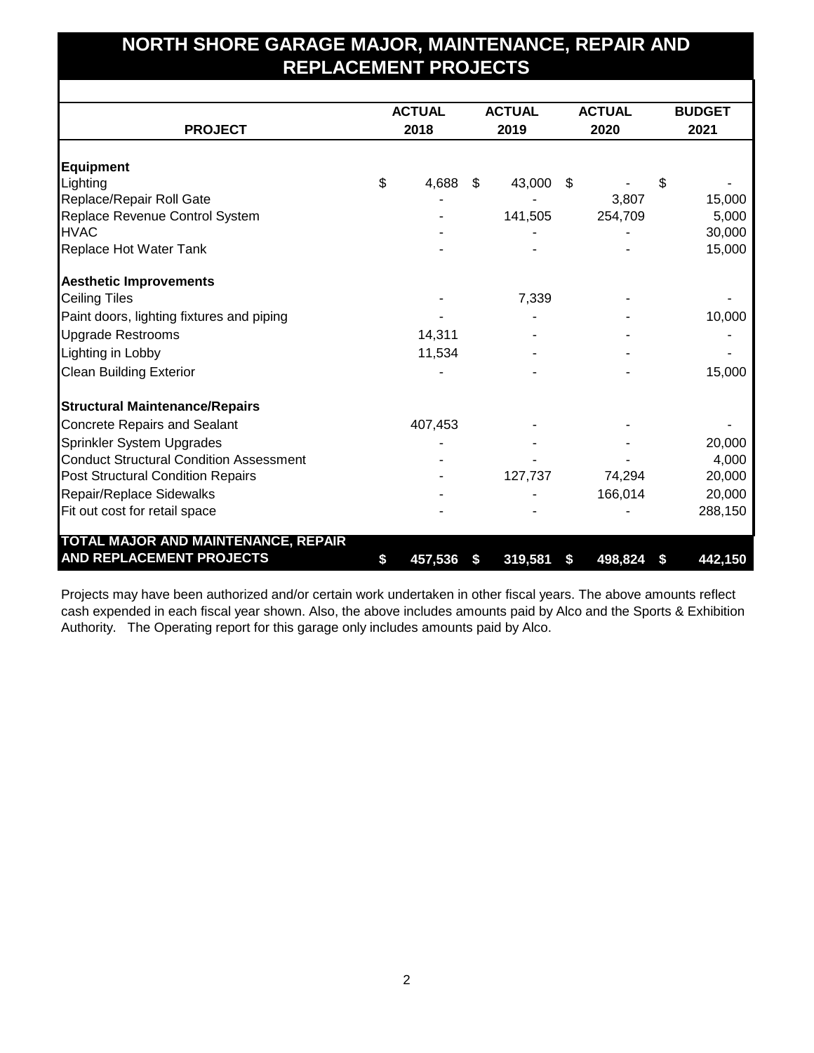# NORTH SHORE GARAGE MAJOR, MAINTENANCE, REPAIR AND REPLACEMENT PROJECTS

| PROJECT | ACTUAL 2018 | ACTUAL 2019 | ACTUAL 2020 | BUDGET 2021 |
|---|---|---|---|---|
| **Equipment** | | | | |
| Lighting | $ 4,688 | $ 43,000 | $ - | $ - |
| Replace/Repair Roll Gate | - | - | 3,807 | 15,000 |
| Replace Revenue Control System | - | 141,505 | 254,709 | 5,000 |
| HVAC | - | - | - | 30,000 |
| Replace Hot Water Tank | - | - | - | 15,000 |
| **Aesthetic Improvements** | | | | |
| Ceiling Tiles | - | 7,339 | - | - |
| Paint doors, lighting fixtures and piping | - | - | - | 10,000 |
| Upgrade Restrooms | 14,311 | - | - | - |
| Lighting in Lobby | 11,534 | - | - | - |
| Clean Building Exterior | - | - | - | 15,000 |
| **Structural Maintenance/Repairs** | | | | |
| Concrete Repairs and Sealant | 407,453 | - | - | - |
| Sprinkler System Upgrades | - | - | - | 20,000 |
| Conduct Structural Condition Assessment | - | - | - | 4,000 |
| Post Structural Condition Repairs | - | 127,737 | 74,294 | 20,000 |
| Repair/Replace Sidewalks | - | - | 166,014 | 20,000 |
| Fit out cost for retail space | - | - | - | 288,150 |
| **TOTAL MAJOR AND MAINTENANCE, REPAIR AND REPLACEMENT PROJECTS** | **$ 457,536** | **$ 319,581** | **$ 498,824** | **$ 442,150** |

Projects may have been authorized and/or certain work undertaken in other fiscal years. The above amounts reflect cash expended in each fiscal year shown. Also, the above includes amounts paid by Alco and the Sports & Exhibition Authority. The Operating report for this garage only includes amounts paid by Alco.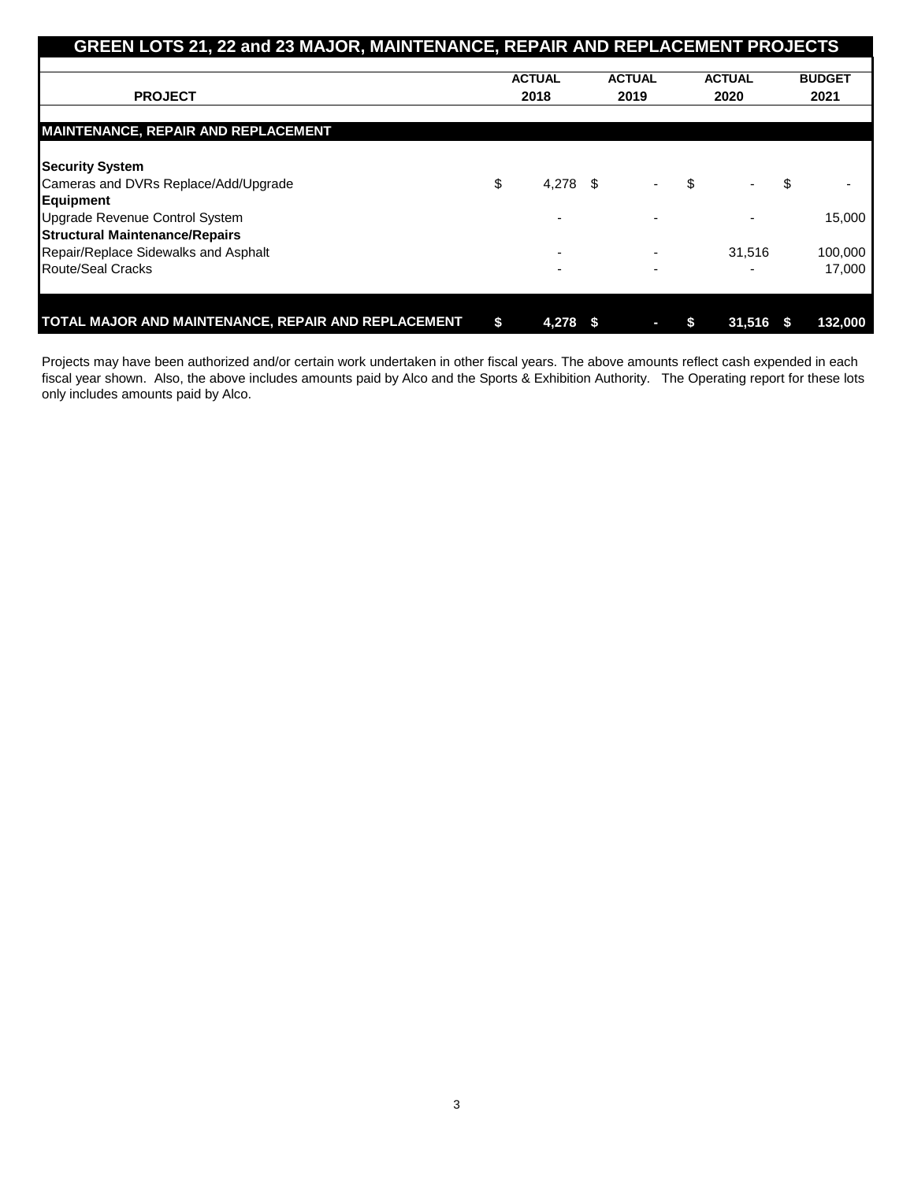# GREEN LOTS 21, 22 and 23 MAJOR, MAINTENANCE, REPAIR AND REPLACEMENT PROJECTS

| PROJECT | ACTUAL 2018 | ACTUAL 2019 | ACTUAL 2020 | BUDGET 2021 |
|---|---|---|---|---|
| **MAINTENANCE, REPAIR AND REPLACEMENT** | | | | |
| **Security System** | | | | |
| Cameras and DVRs Replace/Add/Upgrade | $ 4,278 | $ - | $ - | $ - |
| **Equipment** | | | | |
| Upgrade Revenue Control System | - | - | - | 15,000 |
| **Structural Maintenance/Repairs** | | | | |
| Repair/Replace Sidewalks and Asphalt | - | - | 31,516 | 100,000 |
| Route/Seal Cracks | - | - | - | 17,000 |
| **TOTAL MAJOR AND MAINTENANCE, REPAIR AND REPLACEMENT** | **$ 4,278** | **$ -** | **$ 31,516** | **$ 132,000** |

Projects may have been authorized and/or certain work undertaken in other fiscal years. The above amounts reflect cash expended in each fiscal year shown. Also, the above includes amounts paid by Alco and the Sports & Exhibition Authority. The Operating report for these lots only includes amounts paid by Alco.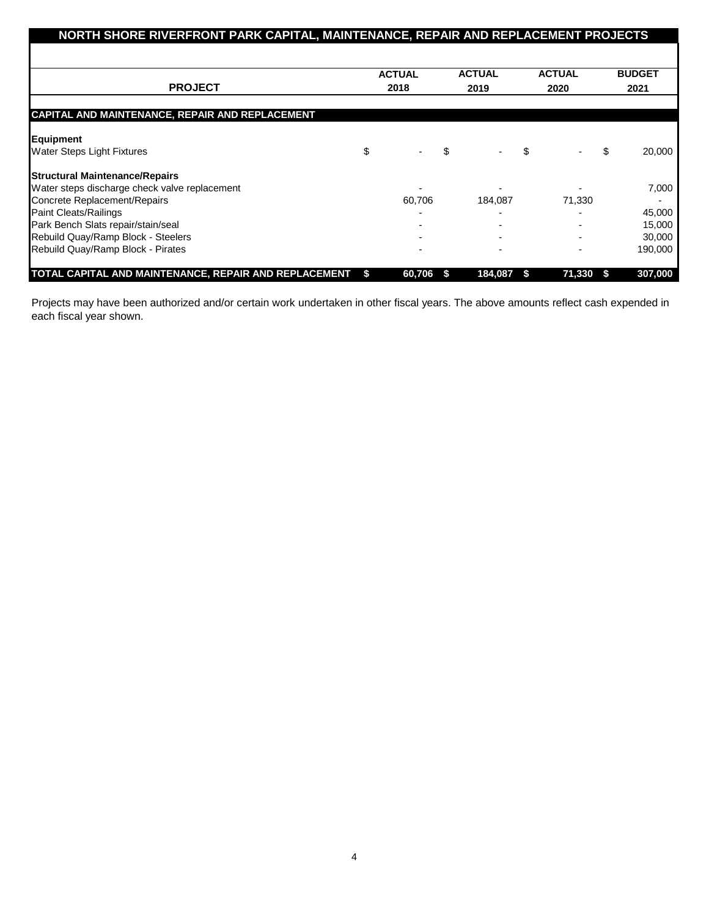# NORTH SHORE RIVERFRONT PARK CAPITAL, MAINTENANCE, REPAIR AND REPLACEMENT PROJECTS

| PROJECT | ACTUAL 2018 | ACTUAL 2019 | ACTUAL 2020 | BUDGET 2021 |
|---|---|---|---|---|
| **CAPITAL AND MAINTENANCE, REPAIR AND REPLACEMENT** | | | | |
| **Equipment** | | | | |
| Water Steps Light Fixtures | $ - | $ - | $ - | $ 20,000 |
| **Structural Maintenance/Repairs** | | | | |
| Water steps discharge check valve replacement | - | - | - | 7,000 |
| Concrete Replacement/Repairs | 60,706 | 184,087 | 71,330 | - |
| Paint Cleats/Railings | - | - | - | 45,000 |
| Park Bench Slats repair/stain/seal | - | - | - | 15,000 |
| Rebuild Quay/Ramp Block - Steelers | - | - | - | 30,000 |
| Rebuild Quay/Ramp Block - Pirates | - | - | - | 190,000 |
| **TOTAL CAPITAL AND MAINTENANCE, REPAIR AND REPLACEMENT** | **$ 60,706** | **$ 184,087** | **$ 71,330** | **$ 307,000** |

Projects may have been authorized and/or certain work undertaken in other fiscal years. The above amounts reflect cash expended in each fiscal year shown.